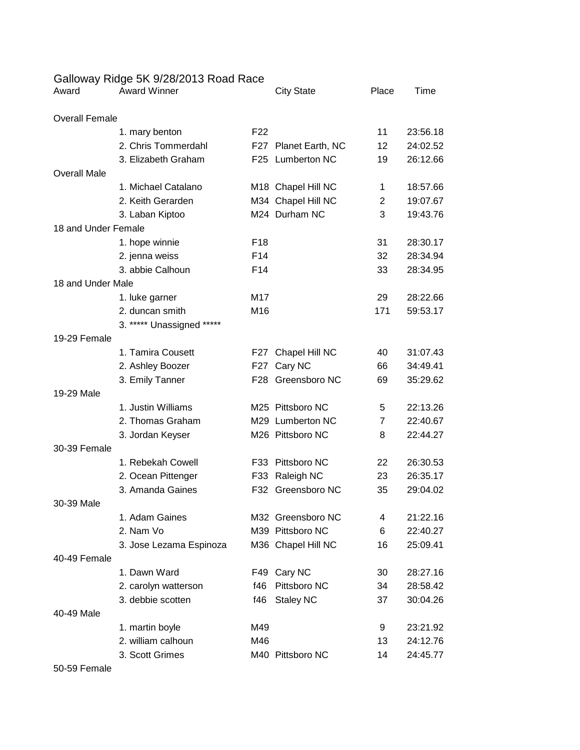# Galloway Ridge 5K 9/28/2013 Road Race

| Award | Award Winner | | City State | Place | Time |
|---|---|---|---|---|---|
| Overall Female | | | | | |
| | 1. mary benton | F22 | | 11 | 23:56.18 |
| | 2. Chris Tommerdahl | F27 | Planet Earth, NC | 12 | 24:02.52 |
| | 3. Elizabeth Graham | F25 | Lumberton NC | 19 | 26:12.66 |
| Overall Male | | | | | |
| | 1. Michael Catalano | M18 | Chapel Hill NC | 1 | 18:57.66 |
| | 2. Keith Gerarden | M34 | Chapel Hill NC | 2 | 19:07.67 |
| | 3. Laban Kiptoo | M24 | Durham NC | 3 | 19:43.76 |
| 18 and Under Female | | | | | |
| | 1. hope winnie | F18 | | 31 | 28:30.17 |
| | 2. jenna weiss | F14 | | 32 | 28:34.94 |
| | 3. abbie Calhoun | F14 | | 33 | 28:34.95 |
| 18 and Under Male | | | | | |
| | 1. luke garner | M17 | | 29 | 28:22.66 |
| | 2. duncan smith | M16 | | 171 | 59:53.17 |
| | 3. ***** Unassigned ***** | | | | |
| 19-29 Female | | | | | |
| | 1. Tamira Cousett | F27 | Chapel Hill NC | 40 | 31:07.43 |
| | 2. Ashley Boozer | F27 | Cary NC | 66 | 34:49.41 |
| | 3. Emily Tanner | F28 | Greensboro NC | 69 | 35:29.62 |
| 19-29 Male | | | | | |
| | 1. Justin Williams | M25 | Pittsboro NC | 5 | 22:13.26 |
| | 2. Thomas Graham | M29 | Lumberton NC | 7 | 22:40.67 |
| | 3. Jordan Keyser | M26 | Pittsboro NC | 8 | 22:44.27 |
| 30-39 Female | | | | | |
| | 1. Rebekah Cowell | F33 | Pittsboro NC | 22 | 26:30.53 |
| | 2. Ocean Pittenger | F33 | Raleigh NC | 23 | 26:35.17 |
| | 3. Amanda Gaines | F32 | Greensboro NC | 35 | 29:04.02 |
| 30-39 Male | | | | | |
| | 1. Adam Gaines | M32 | Greensboro NC | 4 | 21:22.16 |
| | 2. Nam Vo | M39 | Pittsboro NC | 6 | 22:40.27 |
| | 3. Jose Lezama Espinoza | M36 | Chapel Hill NC | 16 | 25:09.41 |
| 40-49 Female | | | | | |
| | 1. Dawn Ward | F49 | Cary NC | 30 | 28:27.16 |
| | 2. carolyn watterson | f46 | Pittsboro NC | 34 | 28:58.42 |
| | 3. debbie scotten | f46 | Staley NC | 37 | 30:04.26 |
| 40-49 Male | | | | | |
| | 1. martin boyle | M49 | | 9 | 23:21.92 |
| | 2. william calhoun | M46 | | 13 | 24:12.76 |
| | 3. Scott Grimes | M40 | Pittsboro NC | 14 | 24:45.77 |
| 50-59 Female | | | | | |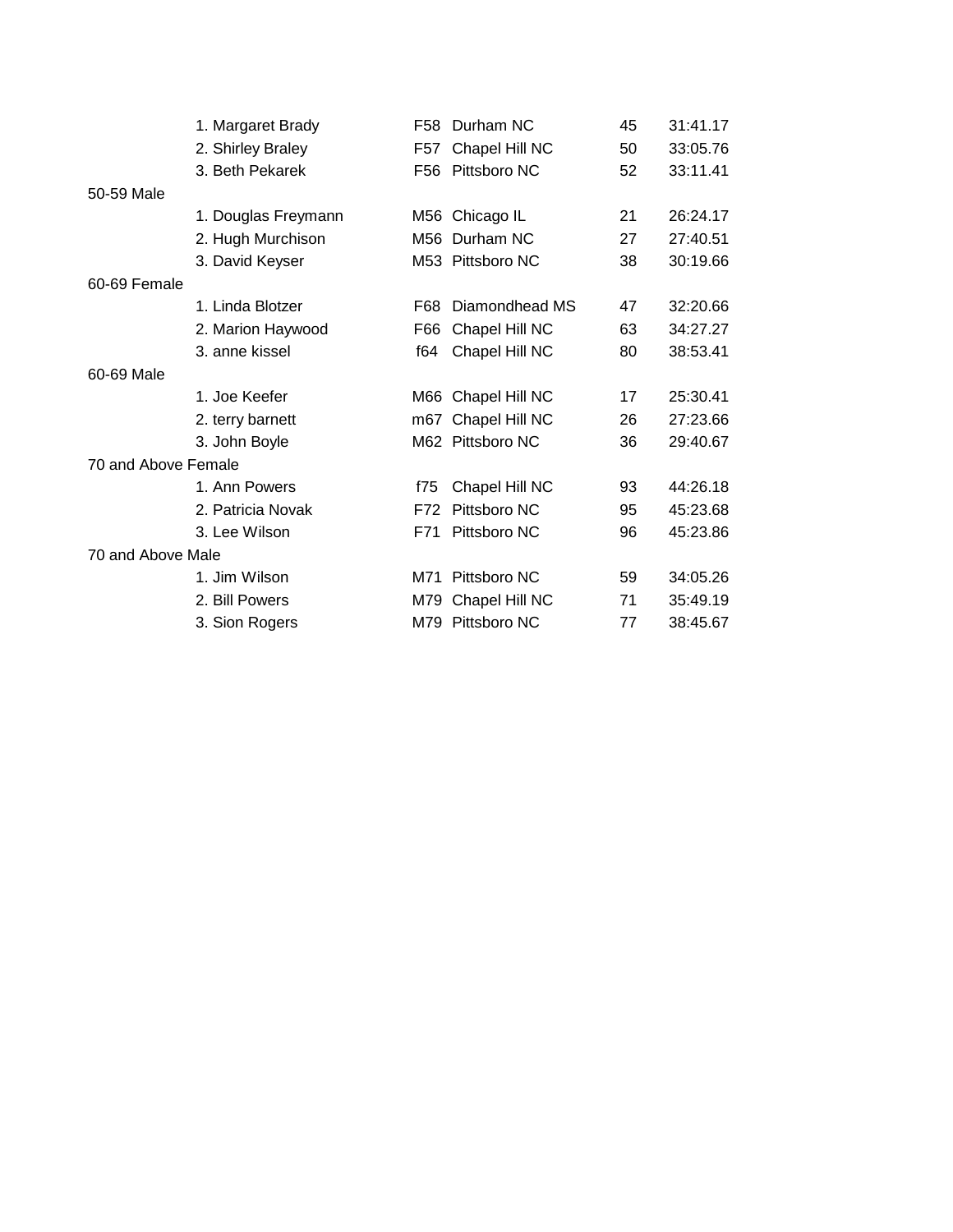| | | | | | |
|---|---|---|---|---|---|
| | 1. Margaret Brady | F58 | Durham NC | 45 | 31:41.17 |
| | 2. Shirley Braley | F57 | Chapel Hill NC | 50 | 33:05.76 |
| | 3. Beth Pekarek | F56 | Pittsboro NC | 52 | 33:11.41 |
| 50-59 Male | | | | | |
| | 1. Douglas Freymann | M56 | Chicago IL | 21 | 26:24.17 |
| | 2. Hugh Murchison | M56 | Durham NC | 27 | 27:40.51 |
| | 3. David Keyser | M53 | Pittsboro NC | 38 | 30:19.66 |
| 60-69 Female | | | | | |
| | 1. Linda Blotzer | F68 | Diamondhead MS | 47 | 32:20.66 |
| | 2. Marion Haywood | F66 | Chapel Hill NC | 63 | 34:27.27 |
| | 3. anne kissel | f64 | Chapel Hill NC | 80 | 38:53.41 |
| 60-69 Male | | | | | |
| | 1. Joe Keefer | M66 | Chapel Hill NC | 17 | 25:30.41 |
| | 2. terry barnett | m67 | Chapel Hill NC | 26 | 27:23.66 |
| | 3. John Boyle | M62 | Pittsboro NC | 36 | 29:40.67 |
| 70 and Above Female | | | | | |
| | 1. Ann Powers | f75 | Chapel Hill NC | 93 | 44:26.18 |
| | 2. Patricia Novak | F72 | Pittsboro NC | 95 | 45:23.68 |
| | 3. Lee Wilson | F71 | Pittsboro NC | 96 | 45:23.86 |
| 70 and Above Male | | | | | |
| | 1. Jim Wilson | M71 | Pittsboro NC | 59 | 34:05.26 |
| | 2. Bill Powers | M79 | Chapel Hill NC | 71 | 35:49.19 |
| | 3. Sion Rogers | M79 | Pittsboro NC | 77 | 38:45.67 |